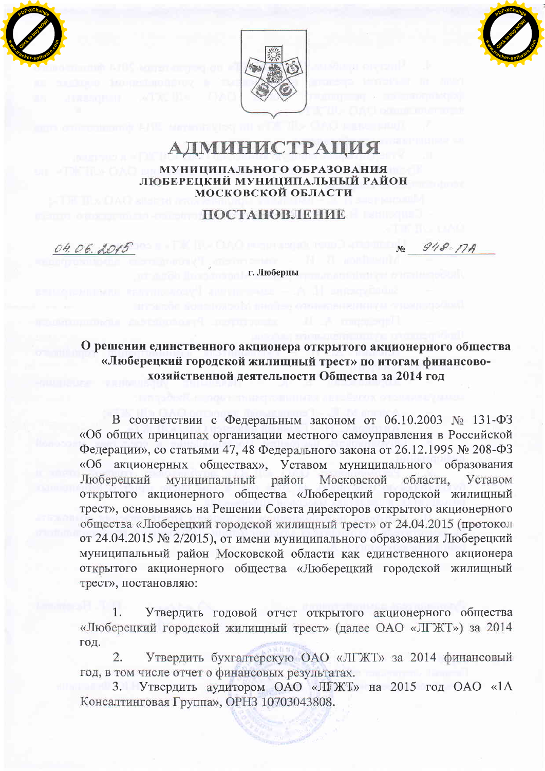# АДМИНИСТРАЦИЯ

**МУНИЦИПАЛЬНОГО ОБРАЗОВАНИЯ**
**ЛЮБЕРЕЦКИЙ МУНИЦИПАЛЬНЫЙ РАЙОН**
**МОСКОВСКОЙ ОБЛАСТИ**

## ПОСТАНОВЛЕНИЕ

04.06.2015 № 948-ПА

г. Люберцы

**О решении единственного акционера открытого акционерного общества «Люберецкий городской жилищный трест» по итогам финансово-хозяйственной деятельности Общества за 2014 год**

В соответствии с Федеральным законом от 06.10.2003 № 131-ФЗ «Об общих принципах организации местного самоуправления в Российской Федерации», со статьями 47, 48 Федерального закона от 26.12.1995 № 208-ФЗ «Об акционерных обществах», Уставом муниципального образования Люберецкий муниципальный район Московской области, Уставом открытого акционерного общества «Люберецкий городской жилищный трест», основываясь на Решении Совета директоров открытого акционерного общества «Люберецкий городской жилищный трест» от 24.04.2015 (протокол от 24.04.2015 № 2/2015), от имени муниципального образования Люберецкий муниципальный район Московской области как единственного акционера открытого акционерного общества «Люберецкий городской жилищный трест», постановляю:

1. Утвердить годовой отчет открытого акционерного общества «Люберецкий городской жилищный трест» (далее ОАО «ЛГЖТ») за 2014 год.

2. Утвердить бухгалтерскую ОАО «ЛГЖТ» за 2014 финансовый год, в том числе отчет о финансовых результатах.

3. Утвердить аудитором ОАО «ЛГЖТ» на 2015 год ОАО «1А Консалтинговая Группа», ОРНЗ 10703043808.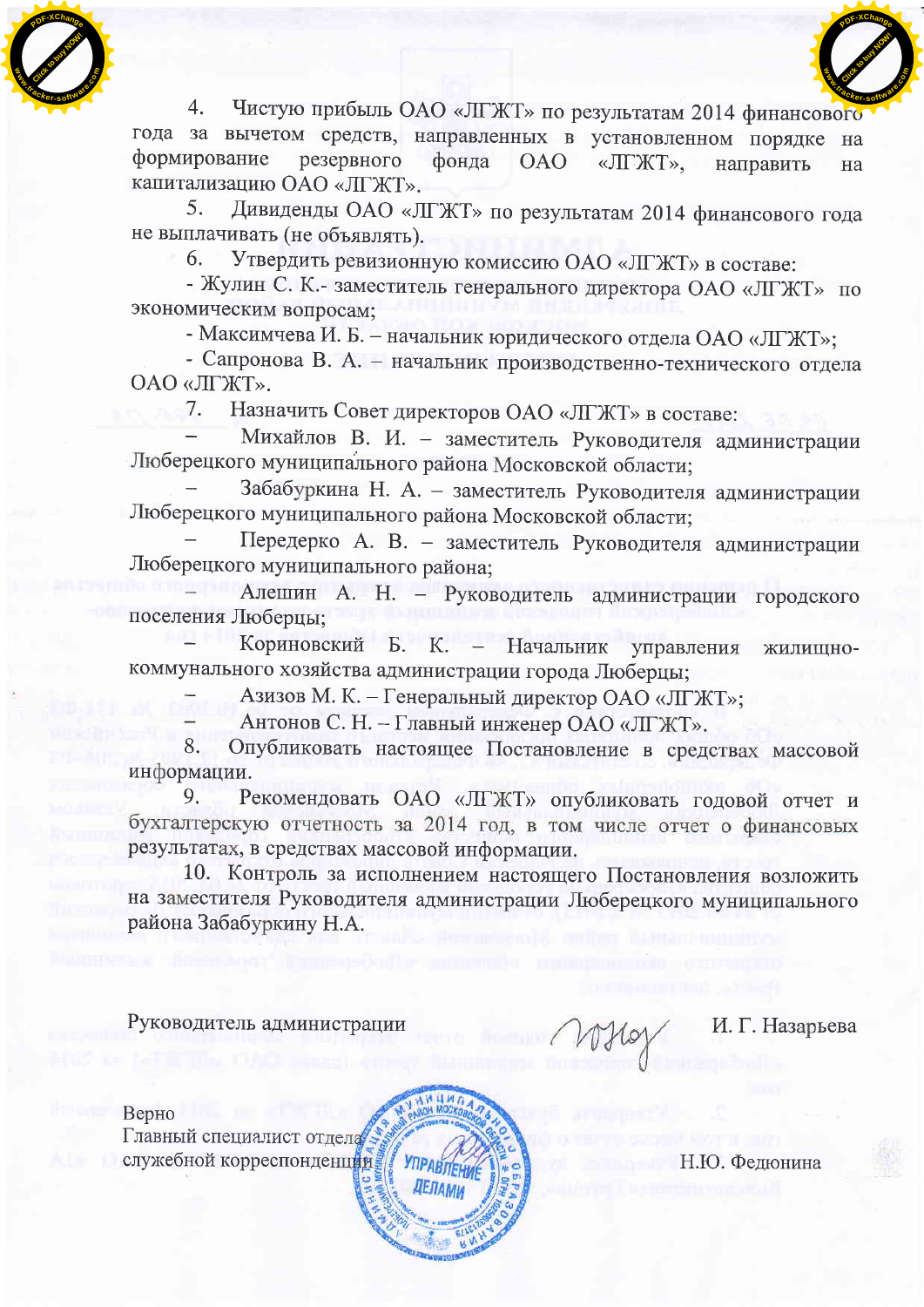4. Чистую прибыль ОАО «ЛГЖТ» по результатам 2014 финансового года за вычетом средств, направленных в установленном порядке на формирование резервного фонда ОАО «ЛГЖТ», направить на капитализацию ОАО «ЛГЖТ».

5. Дивиденды ОАО «ЛГЖТ» по результатам 2014 финансового года не выплачивать (не объявлять).

6. Утвердить ревизионную комиссию ОАО «ЛГЖТ» в составе:

- Жулин С. К.- заместитель генерального директора ОАО «ЛГЖТ» по экономическим вопросам;
- Максимчева И. Б. – начальник юридического отдела ОАО «ЛГЖТ»;
- Сапронова В. А. – начальник производственно-технического отдела ОАО «ЛГЖТ».

7. Назначить Совет директоров ОАО «ЛГЖТ» в составе:

– Михайлов В. И. – заместитель Руководителя администрации Люберецкого муниципального района Московской области;

– Забабуркина Н. А. – заместитель Руководителя администрации Люберецкого муниципального района Московской области;

– Передерко А. В. – заместитель Руководителя администрации Люберецкого муниципального района;

– Алешин А. Н. – Руководитель администрации городского поселения Люберцы;

– Криновский Б. К. – Начальник управления жилищно-коммунального хозяйства администрации города Люберцы;

– Азизов М. К. – Генеральный директор ОАО «ЛГЖТ»;

– Антонов С. Н. – Главный инженер ОАО «ЛГЖТ».

8. Опубликовать настоящее Постановление в средствах массовой информации.

9. Рекомендовать ОАО «ЛГЖТ» опубликовать годовой отчет и бухгалтерскую отчетность за 2014 год, в том числе отчет о финансовых результатах, в средствах массовой информации.

10. Контроль за исполнением настоящего Постановления возложить на заместителя Руководителя администрации Люберецкого муниципального района Забабуркину Н.А.

Руководитель администрации И. Г. Назарьева

Верно
Главный специалист отдела
служебной корреспонденции Н.Ю. Федюнина